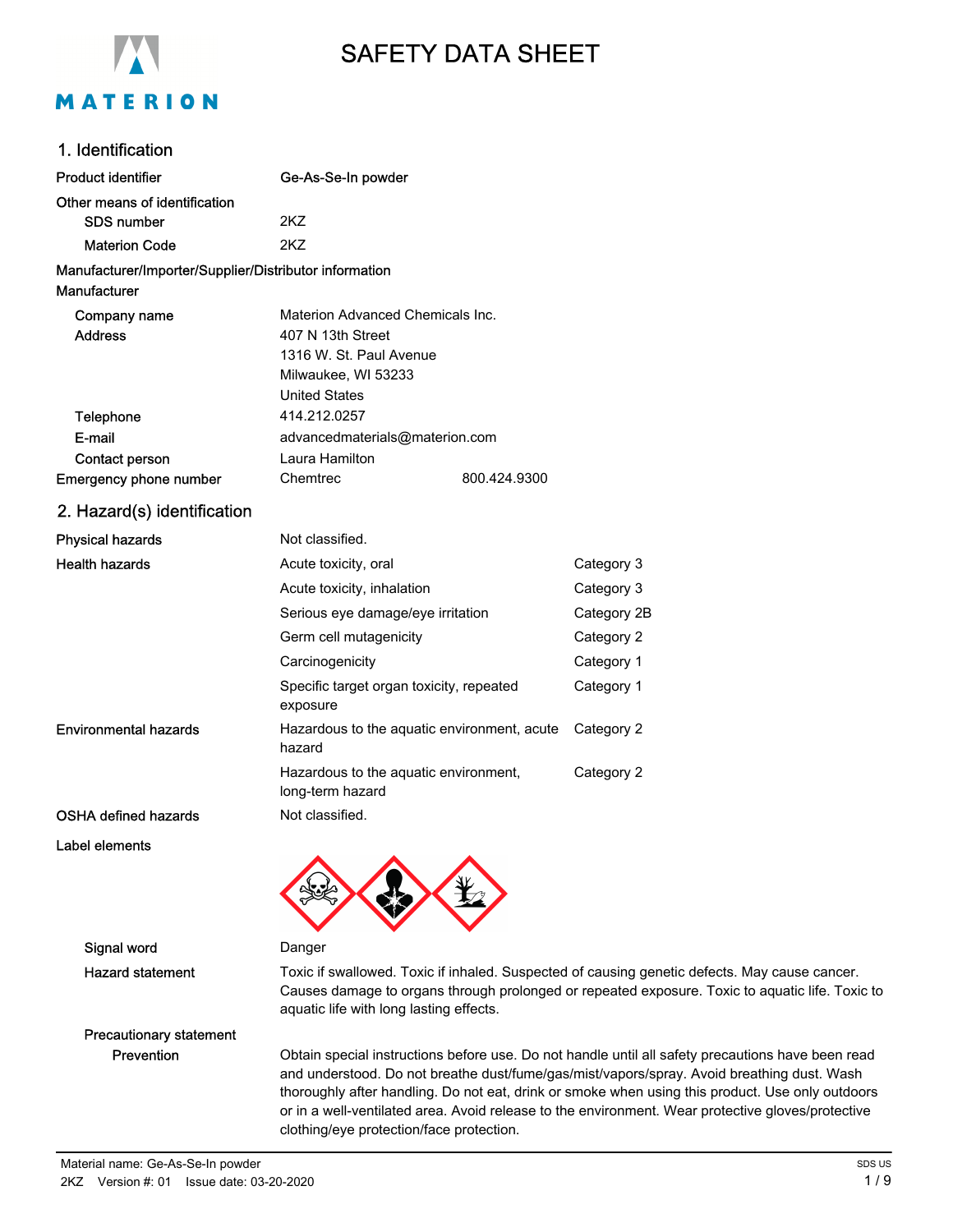# SAFETY DATA SHEET

## 1. Identification

| | |
|---|---|
| **Product identifier** | Ge-As-Se-In powder |
| **Other means of identification** | |
| SDS number | 2KZ |
| Materion Code | 2KZ |

**Manufacturer/Importer/Supplier/Distributor information**

**Manufacturer**

| | |
|---|---|
| Company name | Materion Advanced Chemicals Inc. |
| Address | 407 N 13th Street<br>1316 W. St. Paul Avenue<br>Milwaukee, WI 53233<br>United States |
| Telephone | 414.212.0257 |
| E-mail | advancedmaterials@materion.com |
| Contact person | Laura Hamilton |
| Emergency phone number | Chemtrec 800.424.9300 |

## 2. Hazard(s) identification

| | | |
|---|---|---|
| **Physical hazards** | Not classified. | |
| **Health hazards** | Acute toxicity, oral | Category 3 |
| | Acute toxicity, inhalation | Category 3 |
| | Serious eye damage/eye irritation | Category 2B |
| | Germ cell mutagenicity | Category 2 |
| | Carcinogenicity | Category 1 |
| | Specific target organ toxicity, repeated exposure | Category 1 |
| **Environmental hazards** | Hazardous to the aquatic environment, acute hazard | Category 2 |
| | Hazardous to the aquatic environment, long-term hazard | Category 2 |
| **OSHA defined hazards** | Not classified. | |

**Label elements**

**Signal word** Danger

**Hazard statement** Toxic if swallowed. Toxic if inhaled. Suspected of causing genetic defects. May cause cancer. Causes damage to organs through prolonged or repeated exposure. Toxic to aquatic life. Toxic to aquatic life with long lasting effects.

**Precautionary statement**

**Prevention** Obtain special instructions before use. Do not handle until all safety precautions have been read and understood. Do not breathe dust/fume/gas/mist/vapors/spray. Avoid breathing dust. Wash thoroughly after handling. Do not eat, drink or smoke when using this product. Use only outdoors or in a well-ventilated area. Avoid release to the environment. Wear protective gloves/protective clothing/eye protection/face protection.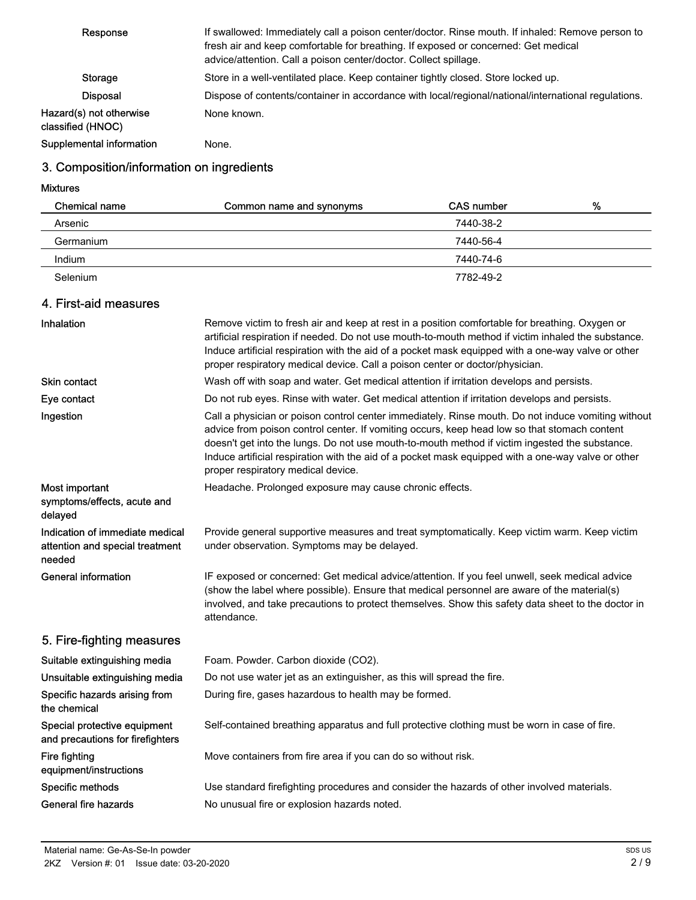| | |
|---|---|
| Response | If swallowed: Immediately call a poison center/doctor. Rinse mouth. If inhaled: Remove person to fresh air and keep comfortable for breathing. If exposed or concerned: Get medical advice/attention. Call a poison center/doctor. Collect spillage. |
| Storage | Store in a well-ventilated place. Keep container tightly closed. Store locked up. |
| Disposal | Dispose of contents/container in accordance with local/regional/national/international regulations. |
| Hazard(s) not otherwise classified (HNOC) | None known. |
| Supplemental information | None. |

## 3. Composition/information on ingredients

**Mixtures**

| Chemical name | Common name and synonyms | CAS number | % |
|---|---|---|---|
| Arsenic | | 7440-38-2 | |
| Germanium | | 7440-56-4 | |
| Indium | | 7440-74-6 | |
| Selenium | | 7782-49-2 | |

## 4. First-aid measures

| | |
|---|---|
| Inhalation | Remove victim to fresh air and keep at rest in a position comfortable for breathing. Oxygen or artificial respiration if needed. Do not use mouth-to-mouth method if victim inhaled the substance. Induce artificial respiration with the aid of a pocket mask equipped with a one-way valve or other proper respiratory medical device. Call a poison center or doctor/physician. |
| Skin contact | Wash off with soap and water. Get medical attention if irritation develops and persists. |
| Eye contact | Do not rub eyes. Rinse with water. Get medical attention if irritation develops and persists. |
| Ingestion | Call a physician or poison control center immediately. Rinse mouth. Do not induce vomiting without advice from poison control center. If vomiting occurs, keep head low so that stomach content doesn't get into the lungs. Do not use mouth-to-mouth method if victim ingested the substance. Induce artificial respiration with the aid of a pocket mask equipped with a one-way valve or other proper respiratory medical device. |
| Most important symptoms/effects, acute and delayed | Headache. Prolonged exposure may cause chronic effects. |
| Indication of immediate medical attention and special treatment needed | Provide general supportive measures and treat symptomatically. Keep victim warm. Keep victim under observation. Symptoms may be delayed. |
| General information | IF exposed or concerned: Get medical advice/attention. If you feel unwell, seek medical advice (show the label where possible). Ensure that medical personnel are aware of the material(s) involved, and take precautions to protect themselves. Show this safety data sheet to the doctor in attendance. |

## 5. Fire-fighting measures

| | |
|---|---|
| Suitable extinguishing media | Foam. Powder. Carbon dioxide ($CO_2$). |
| Unsuitable extinguishing media | Do not use water jet as an extinguisher, as this will spread the fire. |
| Specific hazards arising from the chemical | During fire, gases hazardous to health may be formed. |
| Special protective equipment and precautions for firefighters | Self-contained breathing apparatus and full protective clothing must be worn in case of fire. |
| Fire fighting equipment/instructions | Move containers from fire area if you can do so without risk. |
| Specific methods | Use standard firefighting procedures and consider the hazards of other involved materials. |
| General fire hazards | No unusual fire or explosion hazards noted. |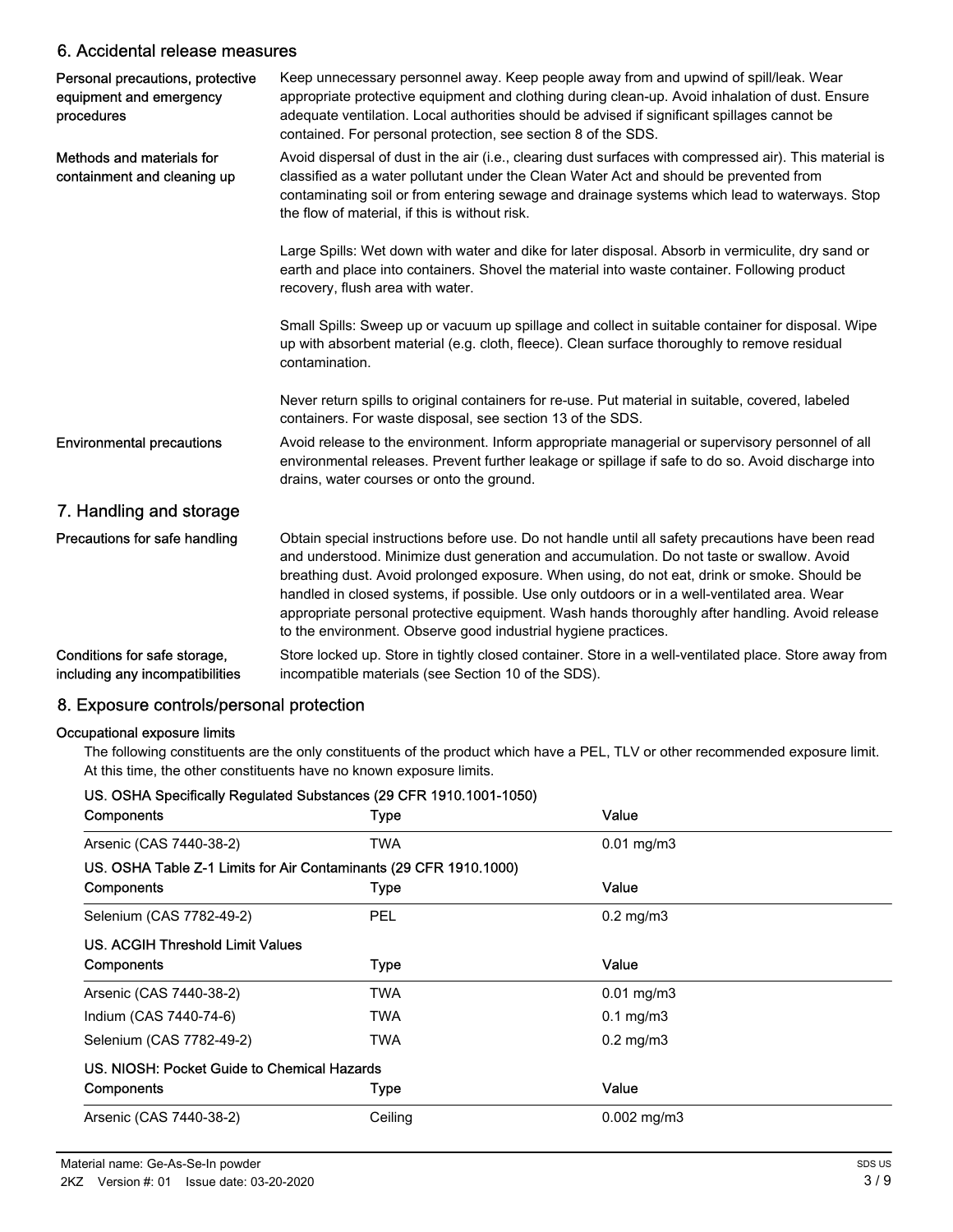## 6. Accidental release measures

**Personal precautions, protective equipment and emergency procedures**

Keep unnecessary personnel away. Keep people away from and upwind of spill/leak. Wear appropriate protective equipment and clothing during clean-up. Avoid inhalation of dust. Ensure adequate ventilation. Local authorities should be advised if significant spillages cannot be contained. For personal protection, see section 8 of the SDS.

**Methods and materials for containment and cleaning up**

Avoid dispersal of dust in the air (i.e., clearing dust surfaces with compressed air). This material is classified as a water pollutant under the Clean Water Act and should be prevented from contaminating soil or from entering sewage and drainage systems which lead to waterways. Stop the flow of material, if this is without risk.

Large Spills: Wet down with water and dike for later disposal. Absorb in vermiculite, dry sand or earth and place into containers. Shovel the material into waste container. Following product recovery, flush area with water.

Small Spills: Sweep up or vacuum up spillage and collect in suitable container for disposal. Wipe up with absorbent material (e.g. cloth, fleece). Clean surface thoroughly to remove residual contamination.

Never return spills to original containers for re-use. Put material in suitable, covered, labeled containers. For waste disposal, see section 13 of the SDS.

**Environmental precautions**

Avoid release to the environment. Inform appropriate managerial or supervisory personnel of all environmental releases. Prevent further leakage or spillage if safe to do so. Avoid discharge into drains, water courses or onto the ground.

## 7. Handling and storage

**Precautions for safe handling**

Obtain special instructions before use. Do not handle until all safety precautions have been read and understood. Minimize dust generation and accumulation. Do not taste or swallow. Avoid breathing dust. Avoid prolonged exposure. When using, do not eat, drink or smoke. Should be handled in closed systems, if possible. Use only outdoors or in a well-ventilated area. Wear appropriate personal protective equipment. Wash hands thoroughly after handling. Avoid release to the environment. Observe good industrial hygiene practices.

**Conditions for safe storage, including any incompatibilities**

Store locked up. Store in tightly closed container. Store in a well-ventilated place. Store away from incompatible materials (see Section 10 of the SDS).

## 8. Exposure controls/personal protection

**Occupational exposure limits**

The following constituents are the only constituents of the product which have a PEL, TLV or other recommended exposure limit. At this time, the other constituents have no known exposure limits.

**US. OSHA Specifically Regulated Substances (29 CFR 1910.1001-1050)**

| Components | Type | Value |
|---|---|---|
| Arsenic (CAS 7440-38-2) | TWA | 0.01 mg/m3 |

**US. OSHA Table Z-1 Limits for Air Contaminants (29 CFR 1910.1000)**

| Components | Type | Value |
|---|---|---|
| Selenium (CAS 7782-49-2) | PEL | 0.2 mg/m3 |

**US. ACGIH Threshold Limit Values**

| Components | Type | Value |
|---|---|---|
| Arsenic (CAS 7440-38-2) | TWA | 0.01 mg/m3 |
| Indium (CAS 7440-74-6) | TWA | 0.1 mg/m3 |
| Selenium (CAS 7782-49-2) | TWA | 0.2 mg/m3 |

**US. NIOSH: Pocket Guide to Chemical Hazards**

| Components | Type | Value |
|---|---|---|
| Arsenic (CAS 7440-38-2) | Ceiling | 0.002 mg/m3 |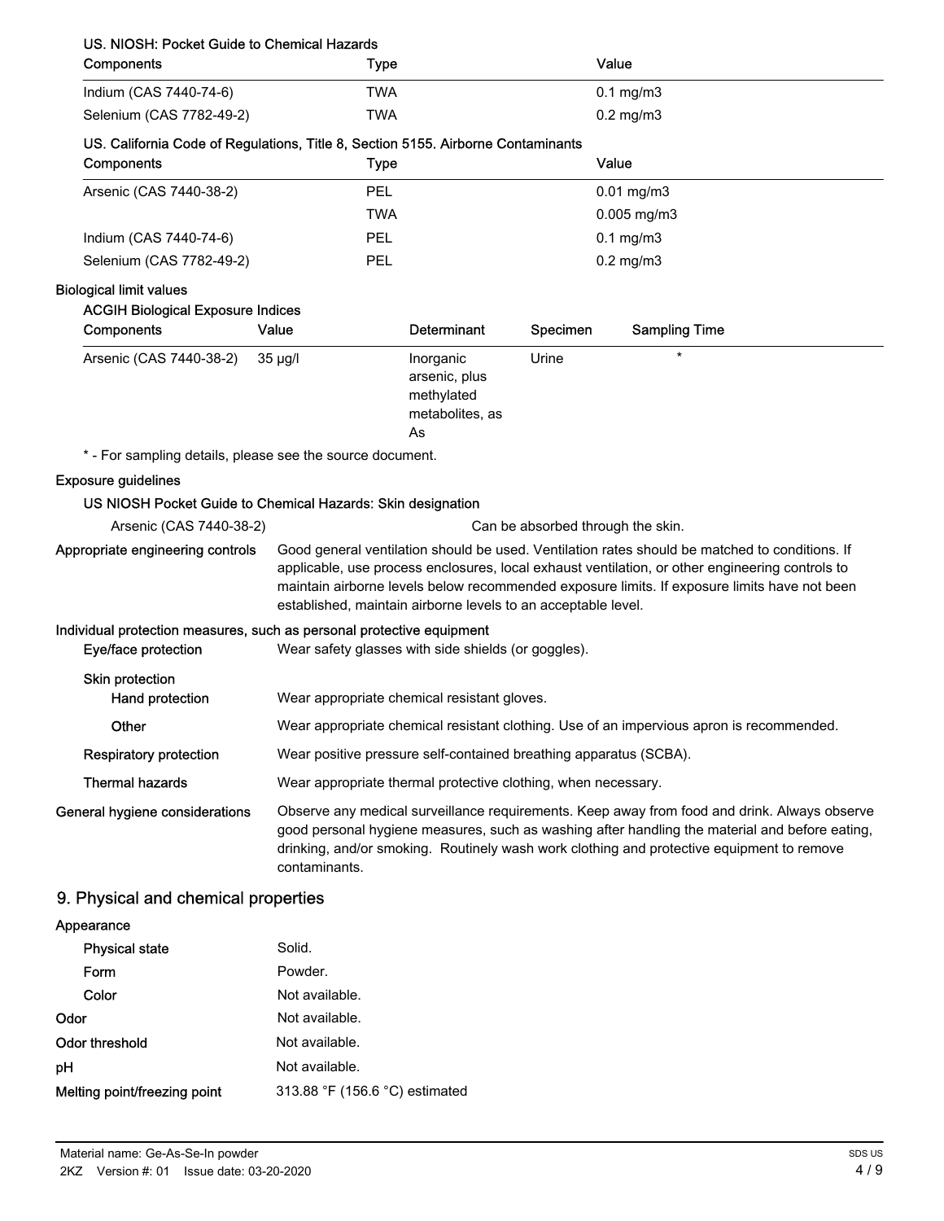**US. NIOSH: Pocket Guide to Chemical Hazards**

| Components | Type | Value |
| --- | --- | --- |
| Indium (CAS 7440-74-6) | TWA | 0.1 mg/m3 |
| Selenium (CAS 7782-49-2) | TWA | 0.2 mg/m3 |

**US. California Code of Regulations, Title 8, Section 5155. Airborne Contaminants**

| Components | Type | Value |
| --- | --- | --- |
| Arsenic (CAS 7440-38-2) | PEL | 0.01 mg/m3 |
| | TWA | 0.005 mg/m3 |
| Indium (CAS 7440-74-6) | PEL | 0.1 mg/m3 |
| Selenium (CAS 7782-49-2) | PEL | 0.2 mg/m3 |

**Biological limit values**

**ACGIH Biological Exposure Indices**

| Components | Value | Determinant | Specimen | Sampling Time |
| --- | --- | --- | --- | --- |
| Arsenic (CAS 7440-38-2) | 35 µg/l | Inorganic arsenic, plus methylated metabolites, as As | Urine | * |

\* - For sampling details, please see the source document.

**Exposure guidelines**

**US NIOSH Pocket Guide to Chemical Hazards: Skin designation**

Arsenic (CAS 7440-38-2) — Can be absorbed through the skin.

**Appropriate engineering controls** — Good general ventilation should be used. Ventilation rates should be matched to conditions. If applicable, use process enclosures, local exhaust ventilation, or other engineering controls to maintain airborne levels below recommended exposure limits. If exposure limits have not been established, maintain airborne levels to an acceptable level.

**Individual protection measures, such as personal protective equipment**

**Eye/face protection** — Wear safety glasses with side shields (or goggles).

**Skin protection**

**Hand protection** — Wear appropriate chemical resistant gloves.

**Other** — Wear appropriate chemical resistant clothing. Use of an impervious apron is recommended.

**Respiratory protection** — Wear positive pressure self-contained breathing apparatus (SCBA).

**Thermal hazards** — Wear appropriate thermal protective clothing, when necessary.

**General hygiene considerations** — Observe any medical surveillance requirements. Keep away from food and drink. Always observe good personal hygiene measures, such as washing after handling the material and before eating, drinking, and/or smoking. Routinely wash work clothing and protective equipment to remove contaminants.

## 9. Physical and chemical properties

**Appearance**

**Physical state** — Solid.

**Form** — Powder.

**Color** — Not available.

**Odor** — Not available.

**Odor threshold** — Not available.

**pH** — Not available.

**Melting point/freezing point** — 313.88 °F (156.6 °C) estimated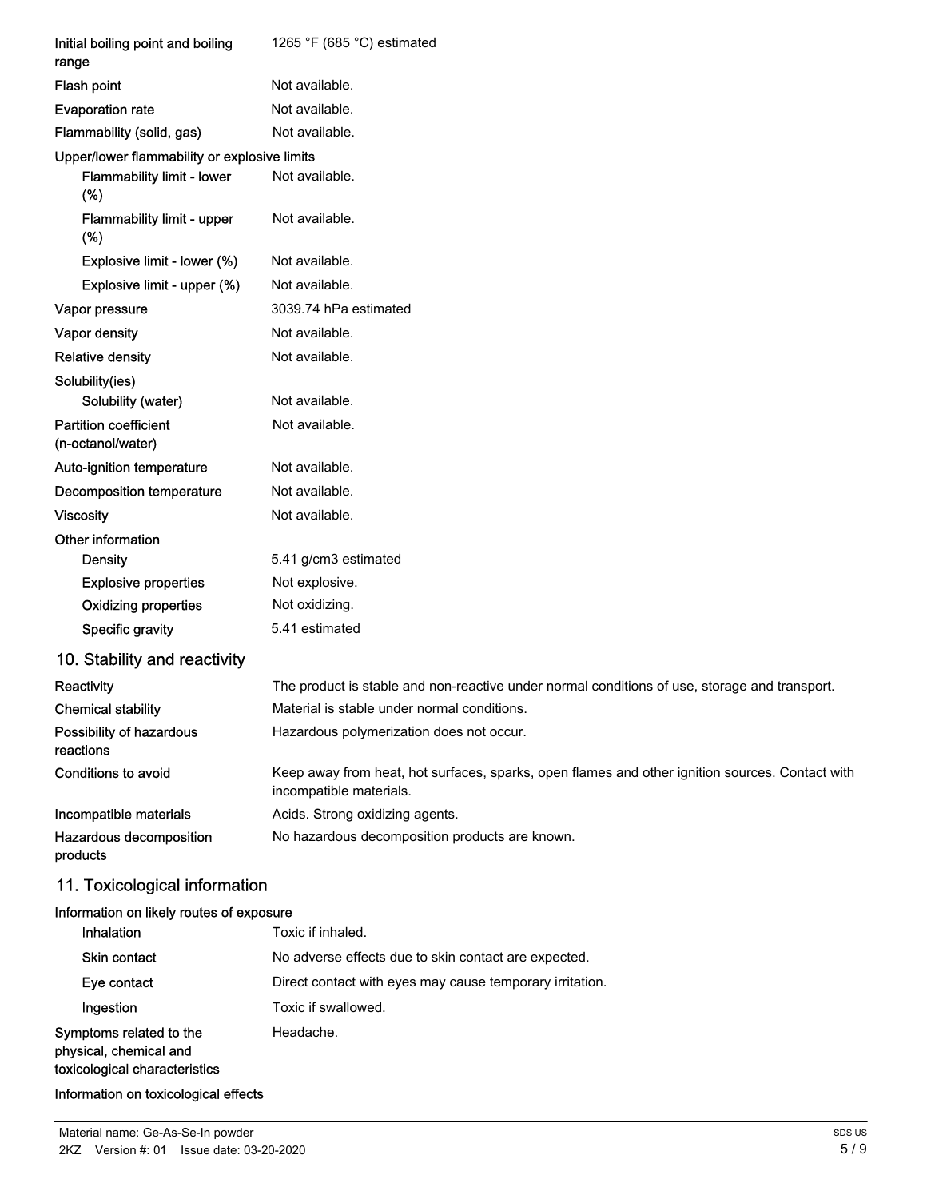| | |
|---|---|
| **Initial boiling point and boiling range** | 1265 °F (685 °C) estimated |
| **Flash point** | Not available. |
| **Evaporation rate** | Not available. |
| **Flammability (solid, gas)** | Not available. |
| **Upper/lower flammability or explosive limits** | |
| **Flammability limit - lower (%)** | Not available. |
| **Flammability limit - upper (%)** | Not available. |
| **Explosive limit - lower (%)** | Not available. |
| **Explosive limit - upper (%)** | Not available. |
| **Vapor pressure** | 3039.74 hPa estimated |
| **Vapor density** | Not available. |
| **Relative density** | Not available. |
| **Solubility(ies)** | |
| **Solubility (water)** | Not available. |
| **Partition coefficient (n-octanol/water)** | Not available. |
| **Auto-ignition temperature** | Not available. |
| **Decomposition temperature** | Not available. |
| **Viscosity** | Not available. |
| **Other information** | |
| **Density** | 5.41 g/cm3 estimated |
| **Explosive properties** | Not explosive. |
| **Oxidizing properties** | Not oxidizing. |
| **Specific gravity** | 5.41 estimated |

## 10. Stability and reactivity

| | |
|---|---|
| **Reactivity** | The product is stable and non-reactive under normal conditions of use, storage and transport. |
| **Chemical stability** | Material is stable under normal conditions. |
| **Possibility of hazardous reactions** | Hazardous polymerization does not occur. |
| **Conditions to avoid** | Keep away from heat, hot surfaces, sparks, open flames and other ignition sources. Contact with incompatible materials. |
| **Incompatible materials** | Acids. Strong oxidizing agents. |
| **Hazardous decomposition products** | No hazardous decomposition products are known. |

## 11. Toxicological information

**Information on likely routes of exposure**

| | |
|---|---|
| **Inhalation** | Toxic if inhaled. |
| **Skin contact** | No adverse effects due to skin contact are expected. |
| **Eye contact** | Direct contact with eyes may cause temporary irritation. |
| **Ingestion** | Toxic if swallowed. |
| **Symptoms related to the physical, chemical and toxicological characteristics** | Headache. |

**Information on toxicological effects**

Material name: Ge-As-Se-In powder
2KZ Version #: 01 Issue date: 03-20-2020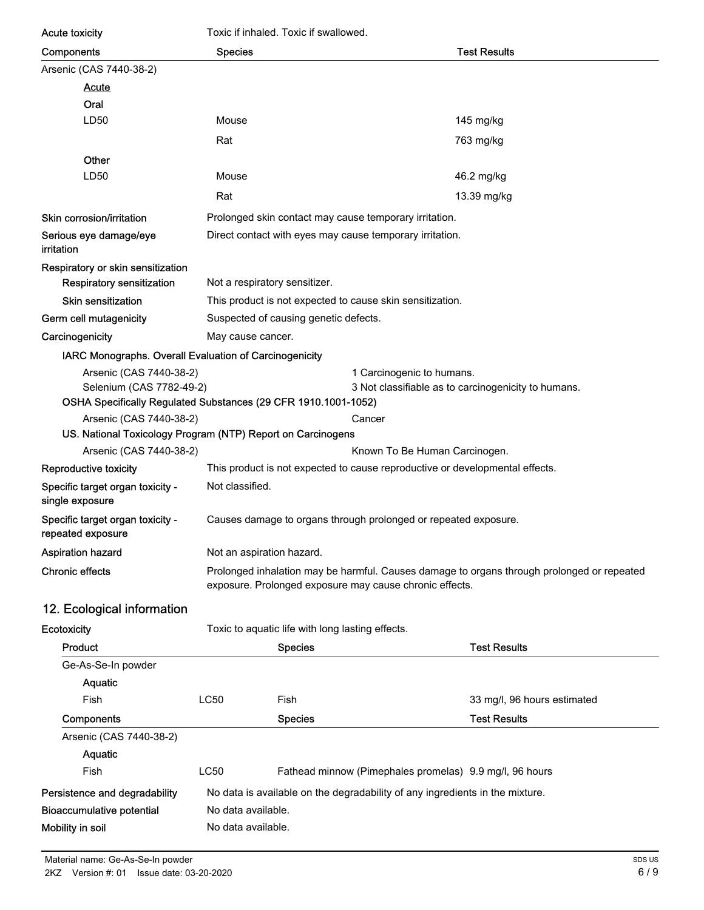| Acute toxicity | Toxic if inhaled. Toxic if swallowed. | |
|---|---|---|
| **Components** | **Species** | **Test Results** |
| Arsenic (CAS 7440-38-2) | | |
| <u>Acute</u> | | |
| Oral | | |
| LD50 | Mouse | 145 mg/kg |
| | Rat | 763 mg/kg |
| Other | | |
| LD50 | Mouse | 46.2 mg/kg |
| | Rat | 13.39 mg/kg |

**Skin corrosion/irritation** Prolonged skin contact may cause temporary irritation.

**Serious eye damage/eye irritation** Direct contact with eyes may cause temporary irritation.

**Respiratory or skin sensitization**

**Respiratory sensitization** Not a respiratory sensitizer.

**Skin sensitization** This product is not expected to cause skin sensitization.

**Germ cell mutagenicity** Suspected of causing genetic defects.

**Carcinogenicity** May cause cancer.

**IARC Monographs. Overall Evaluation of Carcinogenicity**

| | |
|---|---|
| Arsenic (CAS 7440-38-2) | 1 Carcinogenic to humans. |
| Selenium (CAS 7782-49-2) | 3 Not classifiable as to carcinogenicity to humans. |

**OSHA Specifically Regulated Substances (29 CFR 1910.1001-1052)**

| | |
|---|---|
| Arsenic (CAS 7440-38-2) | Cancer |

**US. National Toxicology Program (NTP) Report on Carcinogens**

| | |
|---|---|
| Arsenic (CAS 7440-38-2) | Known To Be Human Carcinogen. |

**Reproductive toxicity** This product is not expected to cause reproductive or developmental effects.

**Specific target organ toxicity - single exposure** Not classified.

**Specific target organ toxicity - repeated exposure** Causes damage to organs through prolonged or repeated exposure.

**Aspiration hazard** Not an aspiration hazard.

**Chronic effects** Prolonged inhalation may be harmful. Causes damage to organs through prolonged or repeated exposure. Prolonged exposure may cause chronic effects.

## 12. Ecological information

**Ecotoxicity** Toxic to aquatic life with long lasting effects.

| Product | | Species | Test Results |
|---|---|---|---|
| Ge-As-Se-In powder | | | |
| Aquatic | | | |
| Fish | LC50 | Fish | 33 mg/l, 96 hours estimated |
| **Components** | | **Species** | **Test Results** |
| Arsenic (CAS 7440-38-2) | | | |
| Aquatic | | | |
| Fish | LC50 | Fathead minnow (Pimephales promelas) | 9.9 mg/l, 96 hours |

**Persistence and degradability** No data is available on the degradability of any ingredients in the mixture.

**Bioaccumulative potential** No data available.

**Mobility in soil** No data available.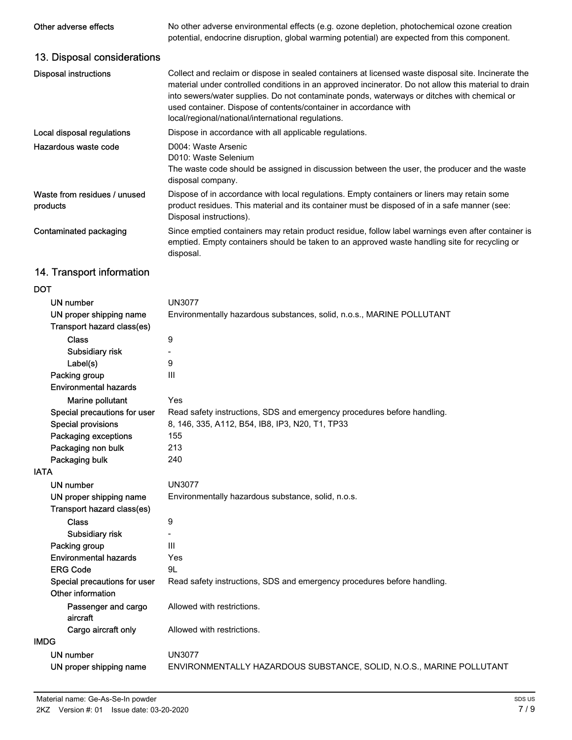| | |
|---|---|
| Other adverse effects | No other adverse environmental effects (e.g. ozone depletion, photochemical ozone creation potential, endocrine disruption, global warming potential) are expected from this component. |

## 13. Disposal considerations

| | |
|---|---|
| Disposal instructions | Collect and reclaim or dispose in sealed containers at licensed waste disposal site. Incinerate the material under controlled conditions in an approved incinerator. Do not allow this material to drain into sewers/water supplies. Do not contaminate ponds, waterways or ditches with chemical or used container. Dispose of contents/container in accordance with local/regional/national/international regulations. |
| Local disposal regulations | Dispose in accordance with all applicable regulations. |
| Hazardous waste code | D004: Waste Arsenic<br>D010: Waste Selenium<br>The waste code should be assigned in discussion between the user, the producer and the waste disposal company. |
| Waste from residues / unused products | Dispose of in accordance with local regulations. Empty containers or liners may retain some product residues. This material and its container must be disposed of in a safe manner (see: Disposal instructions). |
| Contaminated packaging | Since emptied containers may retain product residue, follow label warnings even after container is emptied. Empty containers should be taken to an approved waste handling site for recycling or disposal. |

## 14. Transport information

**DOT**

| | |
|---|---|
| UN number | UN3077 |
| UN proper shipping name | Environmentally hazardous substances, solid, n.o.s., MARINE POLLUTANT |
| Transport hazard class(es) | |
| Class | 9 |
| Subsidiary risk | - |
| Label(s) | 9 |
| Packing group | III |
| Environmental hazards | |
| Marine pollutant | Yes |
| Special precautions for user | Read safety instructions, SDS and emergency procedures before handling. |
| Special provisions | 8, 146, 335, A112, B54, IB8, IP3, N20, T1, TP33 |
| Packaging exceptions | 155 |
| Packaging non bulk | 213 |
| Packaging bulk | 240 |

**IATA**

| | |
|---|---|
| UN number | UN3077 |
| UN proper shipping name | Environmentally hazardous substance, solid, n.o.s. |
| Transport hazard class(es) | |
| Class | 9 |
| Subsidiary risk | - |
| Packing group | III |
| Environmental hazards | Yes |
| ERG Code | 9L |
| Special precautions for user | Read safety instructions, SDS and emergency procedures before handling. |
| Other information | |
| Passenger and cargo aircraft | Allowed with restrictions. |
| Cargo aircraft only | Allowed with restrictions. |

**IMDG**

| | |
|---|---|
| UN number | UN3077 |
| UN proper shipping name | ENVIRONMENTALLY HAZARDOUS SUBSTANCE, SOLID, N.O.S., MARINE POLLUTANT |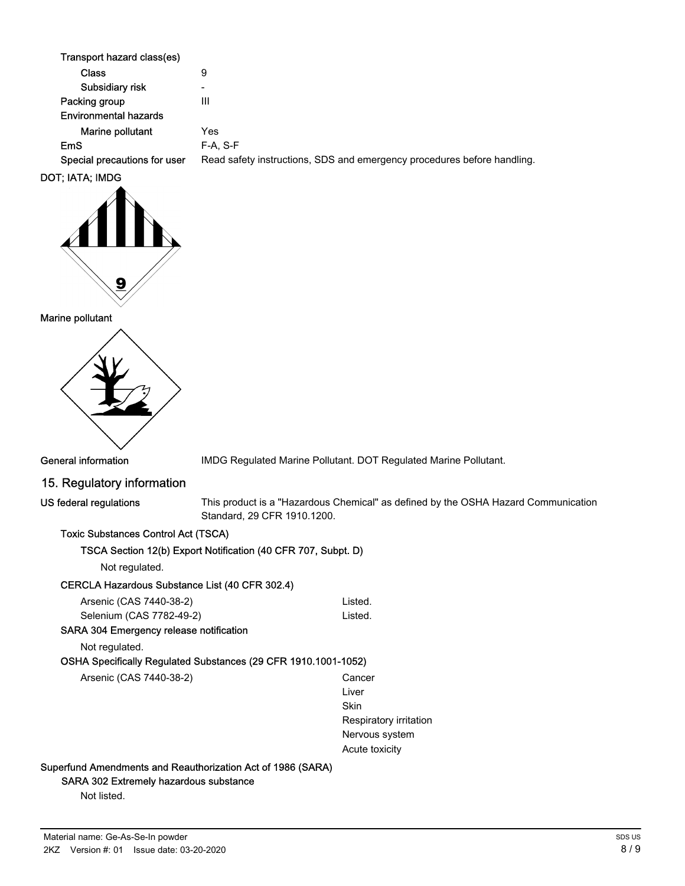Transport hazard class(es)

| | |
|---|---|
| Class | 9 |
| Subsidiary risk | - |
| Packing group | III |
| Environmental hazards | |
| Marine pollutant | Yes |
| EmS | F-A, S-F |
| Special precautions for user | Read safety instructions, SDS and emergency procedures before handling. |

**DOT; IATA; IMDG**

**Marine pollutant**

**General information** IMDG Regulated Marine Pollutant. DOT Regulated Marine Pollutant.

## 15. Regulatory information

**US federal regulations** This product is a "Hazardous Chemical" as defined by the OSHA Hazard Communication Standard, 29 CFR 1910.1200.

**Toxic Substances Control Act (TSCA)**

**TSCA Section 12(b) Export Notification (40 CFR 707, Subpt. D)**

Not regulated.

**CERCLA Hazardous Substance List (40 CFR 302.4)**

| | |
|---|---|
| Arsenic (CAS 7440-38-2) | Listed. |
| Selenium (CAS 7782-49-2) | Listed. |

**SARA 304 Emergency release notification**

Not regulated.

**OSHA Specifically Regulated Substances (29 CFR 1910.1001-1052)**

| | |
|---|---|
| Arsenic (CAS 7440-38-2) | Cancer |
| | Liver |
| | Skin |
| | Respiratory irritation |
| | Nervous system |
| | Acute toxicity |

**Superfund Amendments and Reauthorization Act of 1986 (SARA)**

**SARA 302 Extremely hazardous substance**

Not listed.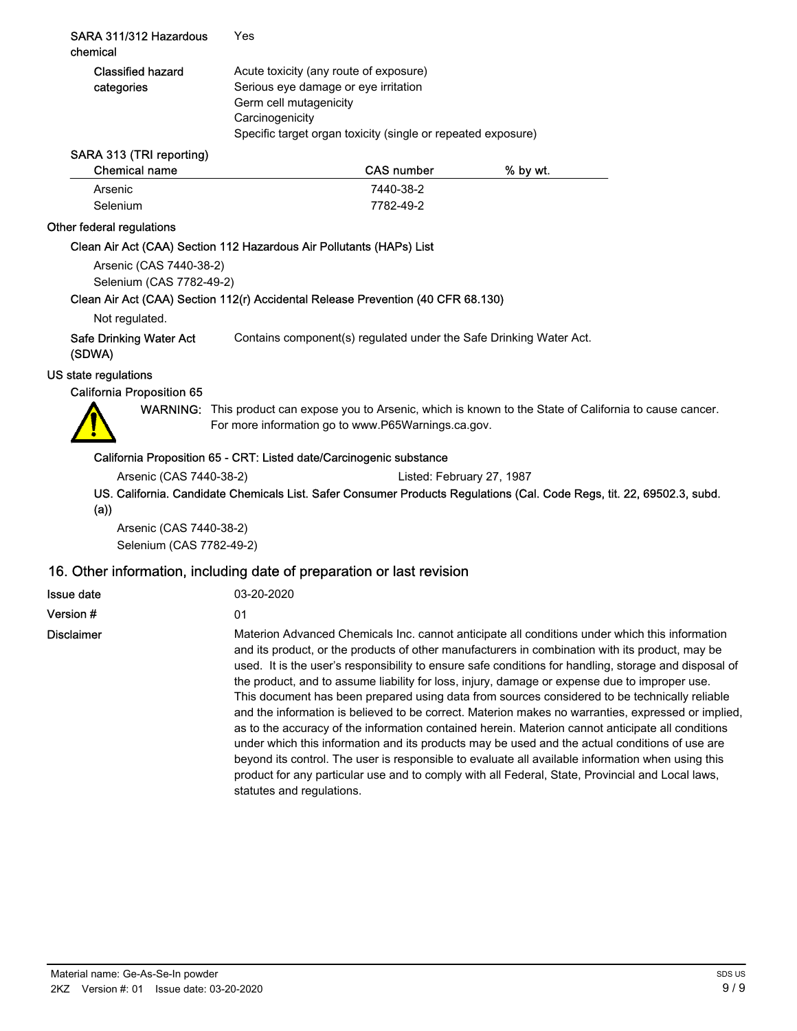**SARA 311/312 Hazardous chemical** Yes

**Classified hazard categories**
Acute toxicity (any route of exposure)
Serious eye damage or eye irritation
Germ cell mutagenicity
Carcinogenicity
Specific target organ toxicity (single or repeated exposure)

**SARA 313 (TRI reporting)**

| Chemical name | CAS number | % by wt. |
|---|---|---|
| Arsenic | 7440-38-2 | |
| Selenium | 7782-49-2 | |

**Other federal regulations**

**Clean Air Act (CAA) Section 112 Hazardous Air Pollutants (HAPs) List**

Arsenic (CAS 7440-38-2)
Selenium (CAS 7782-49-2)

**Clean Air Act (CAA) Section 112(r) Accidental Release Prevention (40 CFR 68.130)**

Not regulated.

**Safe Drinking Water Act (SDWA)** Contains component(s) regulated under the Safe Drinking Water Act.

**US state regulations**

**California Proposition 65**

**WARNING:** This product can expose you to Arsenic, which is known to the State of California to cause cancer. For more information go to www.P65Warnings.ca.gov.

**California Proposition 65 - CRT: Listed date/Carcinogenic substance**

Arsenic (CAS 7440-38-2) Listed: February 27, 1987

**US. California. Candidate Chemicals List. Safer Consumer Products Regulations (Cal. Code Regs, tit. 22, 69502.3, subd. (a))**

Arsenic (CAS 7440-38-2)
Selenium (CAS 7782-49-2)

## 16. Other information, including date of preparation or last revision

**Issue date** 03-20-2020

**Version #** 01

**Disclaimer** Materion Advanced Chemicals Inc. cannot anticipate all conditions under which this information and its product, or the products of other manufacturers in combination with its product, may be used. It is the user's responsibility to ensure safe conditions for handling, storage and disposal of the product, and to assume liability for loss, injury, damage or expense due to improper use. This document has been prepared using data from sources considered to be technically reliable and the information is believed to be correct. Materion makes no warranties, expressed or implied, as to the accuracy of the information contained herein. Materion cannot anticipate all conditions under which this information and its products may be used and the actual conditions of use are beyond its control. The user is responsible to evaluate all available information when using this product for any particular use and to comply with all Federal, State, Provincial and Local laws, statutes and regulations.